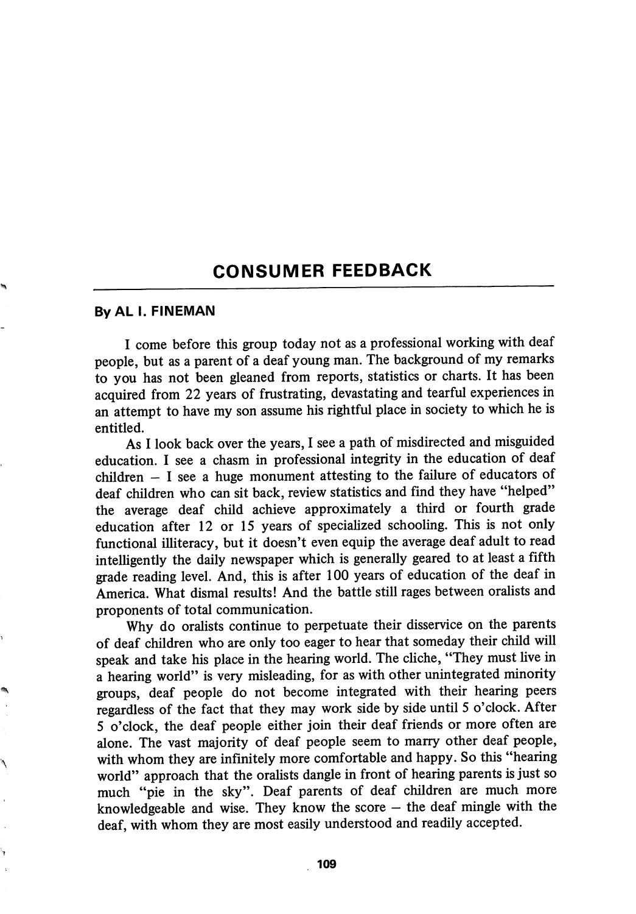# CONSUMER FEEDBACK

**By AL I. FINEMAN**

I come before this group today not as a professional working with deaf people, but as a parent of a deaf young man. The background of my remarks to you has not been gleaned from reports, statistics or charts. It has been acquired from 22 years of frustrating, devastating and tearful experiences in an attempt to have my son assume his rightful place in society to which he is entitled.

As I look back over the years, I see a path of misdirected and misguided education. I see a chasm in professional integrity in the education of deaf children – I see a huge monument attesting to the failure of educators of deaf children who can sit back, review statistics and find they have "helped" the average deaf child achieve approximately a third or fourth grade education after 12 or 15 years of specialized schooling. This is not only functional illiteracy, but it doesn't even equip the average deaf adult to read intelligently the daily newspaper which is generally geared to at least a fifth grade reading level. And, this is after 100 years of education of the deaf in America. What dismal results! And the battle still rages between oralists and proponents of total communication.

Why do oralists continue to perpetuate their disservice on the parents of deaf children who are only too eager to hear that someday their child will speak and take his place in the hearing world. The cliche, "They must live in a hearing world" is very misleading, for as with other unintegrated minority groups, deaf people do not become integrated with their hearing peers regardless of the fact that they may work side by side until 5 o'clock. After 5 o'clock, the deaf people either join their deaf friends or more often are alone. The vast majority of deaf people seem to marry other deaf people, with whom they are infinitely more comfortable and happy. So this "hearing world" approach that the oralists dangle in front of hearing parents is just so much "pie in the sky". Deaf parents of deaf children are much more knowledgeable and wise. They know the score – the deaf mingle with the deaf, with whom they are most easily understood and readily accepted.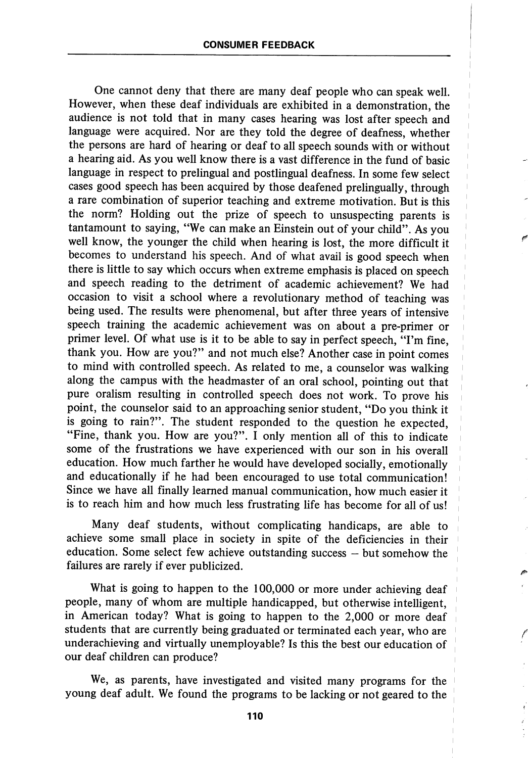One cannot deny that there are many deaf people who can speak well. However, when these deaf individuals are exhibited in a demonstration, the audience is not told that in many cases hearing was lost after speech and language were acquired. Nor are they told the degree of deafness, whether the persons are hard of hearing or deaf to all speech sounds with or without a hearing aid. As you well know there is a vast difference in the fund of basic language in respect to prelingual and postlingual deafness. In some few select cases good speech has been acquired by those deafened prelingually, through a rare combination of superior teaching and extreme motivation. But is this the norm? Holding out the prize of speech to unsuspecting parents is tantamount to saying, "We can make an Einstein out of your child". As you well know, the younger the child when hearing is lost, the more difficult it becomes to understand his speech. And of what avail is good speech when there is little to say which occurs when extreme emphasis is placed on speech and speech reading to the detriment of academic achievement? We had occasion to visit a school where a revolutionary method of teaching was being used. The results were phenomenal, but after three years of intensive speech training the academic achievement was on about a pre-primer or primer level. Of what use is it to be able to say in perfect speech, "I'm fine, thank you. How are you?" and not much else? Another case in point comes to mind with controlled speech. As related to me, a counselor was walking along the campus with the headmaster of an oral school, pointing out that pure oralism resulting in controlled speech does not work. To prove his point, the counselor said to an approaching senior student, "Do you think it is going to rain?". The student responded to the question he expected, "Fine, thank you. How are you?". I only mention all of this to indicate some of the frustrations we have experienced with our son in his overall education. How much farther he would have developed socially, emotionally and educationally if he had been encouraged to use total communication! Since we have all finally learned manual communication, how much easier it is to reach him and how much less frustrating life has become for all of us!

Many deaf students, without complicating handicaps, are able to achieve some small place in society in spite of the deficiencies in their education. Some select few achieve outstanding success – but somehow the failures are rarely if ever publicized.

What is going to happen to the 100,000 or more under achieving deaf people, many of whom are multiple handicapped, but otherwise intelligent, in American today? What is going to happen to the 2,000 or more deaf students that are currently being graduated or terminated each year, who are underachieving and virtually unemployable? Is this the best our education of our deaf children can produce?

We, as parents, have investigated and visited many programs for the young deaf adult. We found the programs to be lacking or not geared to the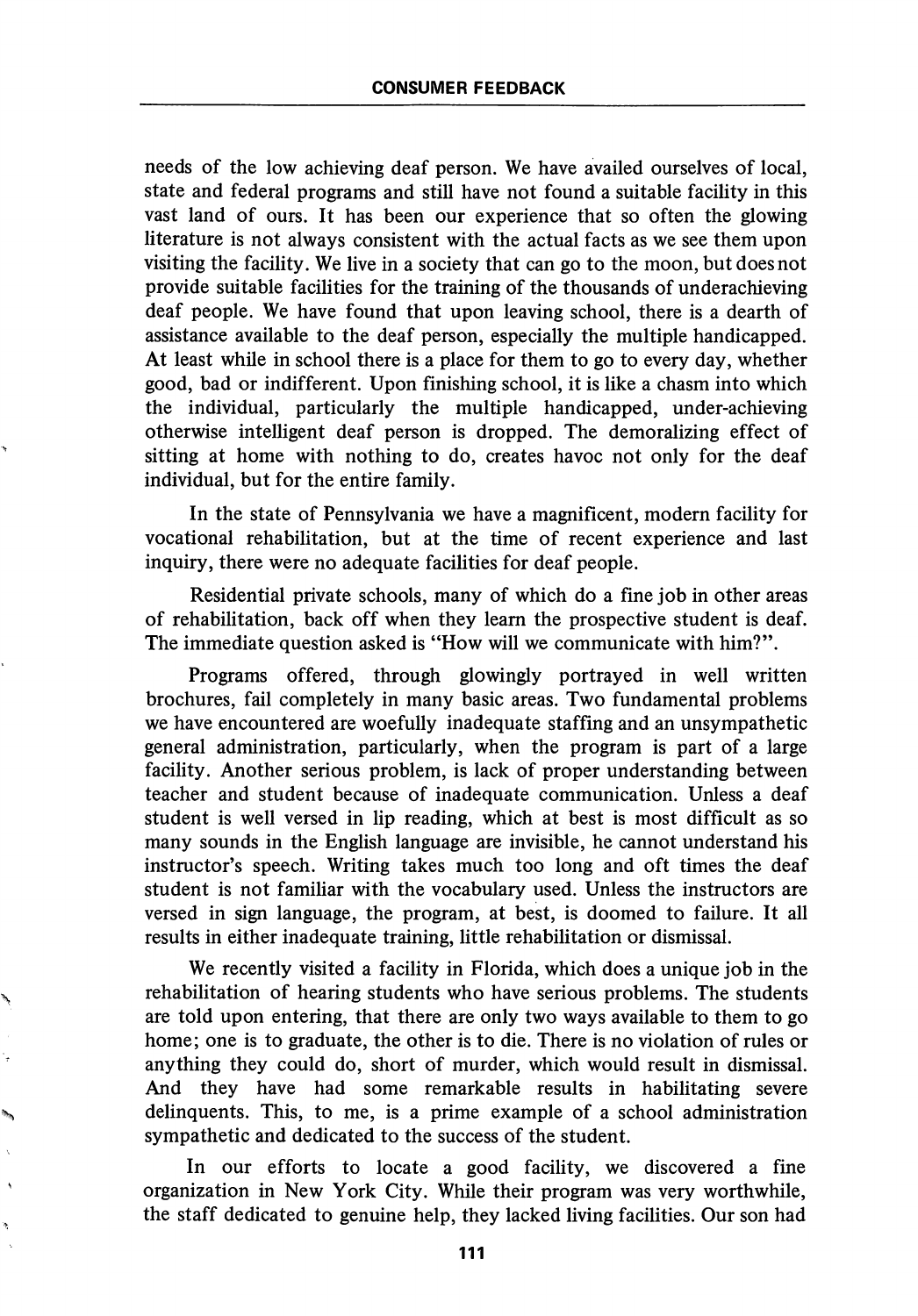needs of the low achieving deaf person. We have availed ourselves of local, state and federal programs and still have not found a suitable facility in this vast land of ours. It has been our experience that so often the glowing literature is not always consistent with the actual facts as we see them upon visiting the facility. We live in a society that can go to the moon, but does not provide suitable facilities for the training of the thousands of underachieving deaf people. We have found that upon leaving school, there is a dearth of assistance available to the deaf person, especially the multiple handicapped. At least while in school there is a place for them to go to every day, whether good, bad or indifferent. Upon finishing school, it is like a chasm into which the individual, particularly the multiple handicapped, under-achieving otherwise intelligent deaf person is dropped. The demoralizing effect of sitting at home with nothing to do, creates havoc not only for the deaf individual, but for the entire family.

In the state of Pennsylvania we have a magnificent, modern facility for vocational rehabilitation, but at the time of recent experience and last inquiry, there were no adequate facilities for deaf people.

Residential private schools, many of which do a fine job in other areas of rehabilitation, back off when they learn the prospective student is deaf. The immediate question asked is "How will we communicate with him?".

Programs offered, through glowingly portrayed in well written brochures, fail completely in many basic areas. Two fundamental problems we have encountered are woefully inadequate staffing and an unsympathetic general administration, particularly, when the program is part of a large facility. Another serious problem, is lack of proper understanding between teacher and student because of inadequate communication. Unless a deaf student is well versed in lip reading, which at best is most difficult as so many sounds in the English language are invisible, he cannot understand his instructor's speech. Writing takes much too long and oft times the deaf student is not familiar with the vocabulary used. Unless the instructors are versed in sign language, the program, at best, is doomed to failure. It all results in either inadequate training, little rehabilitation or dismissal.

We recently visited a facility in Florida, which does a unique job in the rehabilitation of hearing students who have serious problems. The students are told upon entering, that there are only two ways available to them to go home; one is to graduate, the other is to die. There is no violation of rules or anything they could do, short of murder, which would result in dismissal. And they have had some remarkable results in habilitating severe delinquents. This, to me, is a prime example of a school administration sympathetic and dedicated to the success of the student.

In our efforts to locate a good facility, we discovered a fine organization in New York City. While their program was very worthwhile, the staff dedicated to genuine help, they lacked living facilities. Our son had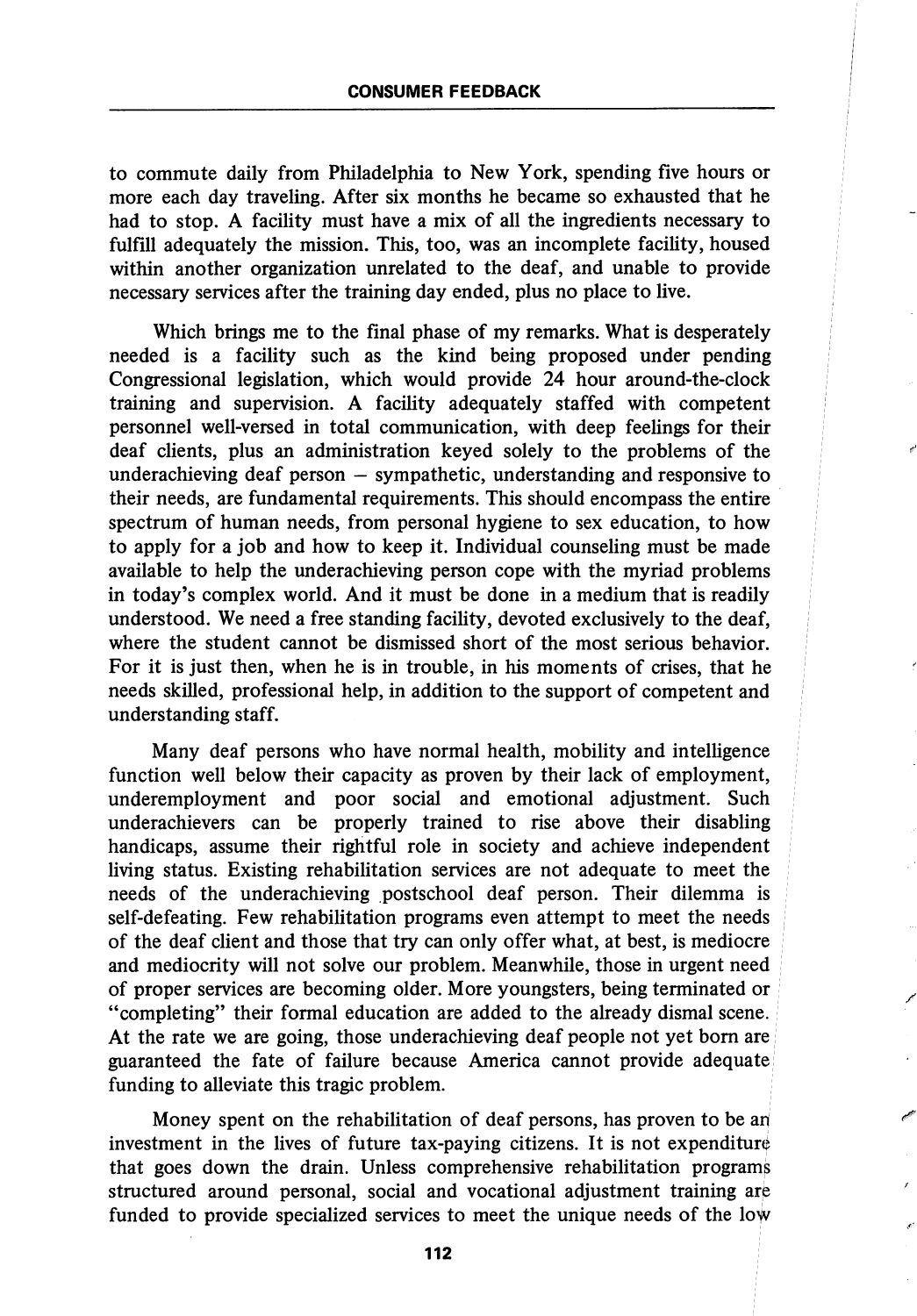to commute daily from Philadelphia to New York, spending five hours or more each day traveling. After six months he became so exhausted that he had to stop. A facility must have a mix of all the ingredients necessary to fulfill adequately the mission. This, too, was an incomplete facility, housed within another organization unrelated to the deaf, and unable to provide necessary services after the training day ended, plus no place to live.

Which brings me to the final phase of my remarks. What is desperately needed is a facility such as the kind being proposed under pending Congressional legislation, which would provide 24 hour around-the-clock training and supervision. A facility adequately staffed with competent personnel well-versed in total communication, with deep feelings for their deaf clients, plus an administration keyed solely to the problems of the underachieving deaf person – sympathetic, understanding and responsive to their needs, are fundamental requirements. This should encompass the entire spectrum of human needs, from personal hygiene to sex education, to how to apply for a job and how to keep it. Individual counseling must be made available to help the underachieving person cope with the myriad problems in today's complex world. And it must be done in a medium that is readily understood. We need a free standing facility, devoted exclusively to the deaf, where the student cannot be dismissed short of the most serious behavior. For it is just then, when he is in trouble, in his moments of crises, that he needs skilled, professional help, in addition to the support of competent and understanding staff.

Many deaf persons who have normal health, mobility and intelligence function well below their capacity as proven by their lack of employment, underemployment and poor social and emotional adjustment. Such underachievers can be properly trained to rise above their disabling handicaps, assume their rightful role in society and achieve independent living status. Existing rehabilitation services are not adequate to meet the needs of the underachieving postschool deaf person. Their dilemma is self-defeating. Few rehabilitation programs even attempt to meet the needs of the deaf client and those that try can only offer what, at best, is mediocre and mediocrity will not solve our problem. Meanwhile, those in urgent need of proper services are becoming older. More youngsters, being terminated or "completing" their formal education are added to the already dismal scene. At the rate we are going, those underachieving deaf people not yet born are guaranteed the fate of failure because America cannot provide adequate funding to alleviate this tragic problem.

Money spent on the rehabilitation of deaf persons, has proven to be an investment in the lives of future tax-paying citizens. It is not expenditure that goes down the drain. Unless comprehensive rehabilitation programs structured around personal, social and vocational adjustment training are funded to provide specialized services to meet the unique needs of the low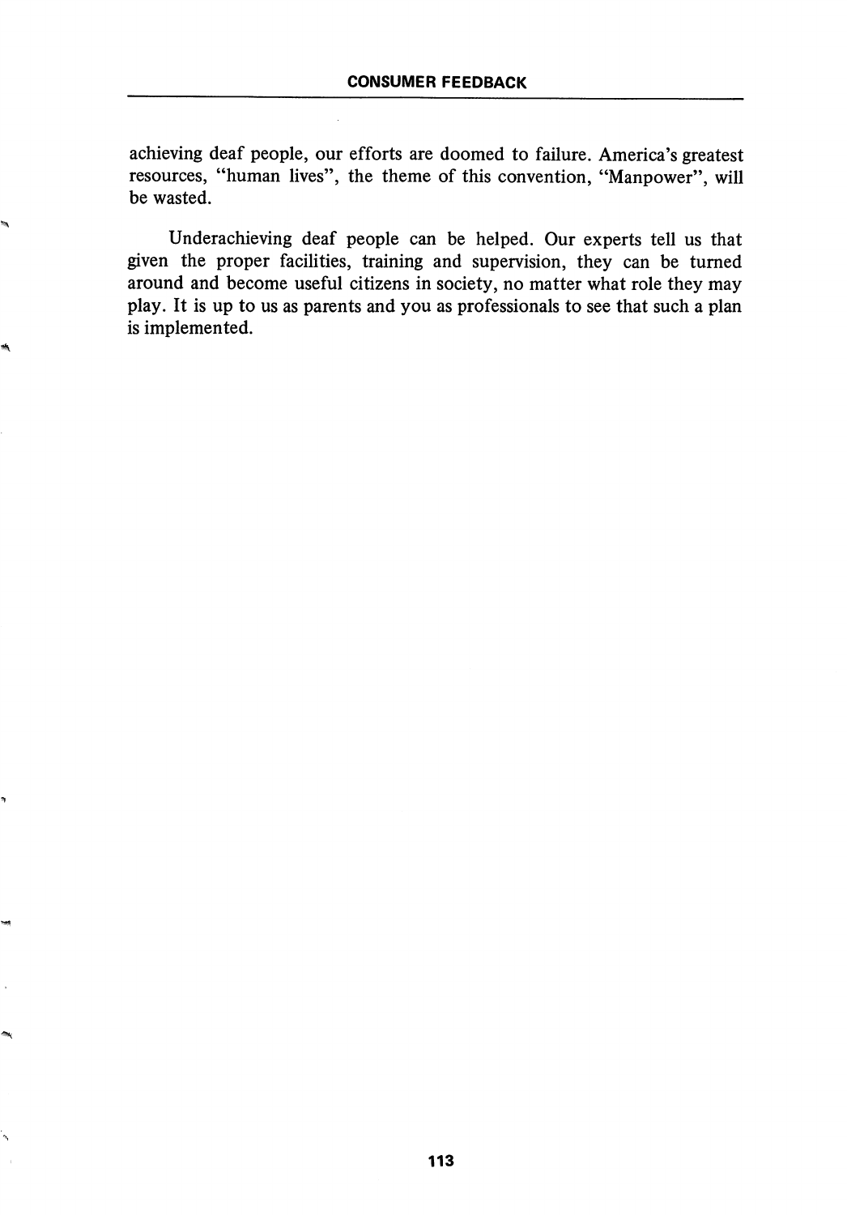achieving deaf people, our efforts are doomed to failure. America's greatest resources, "human lives", the theme of this convention, "Manpower", will be wasted.

Underachieving deaf people can be helped. Our experts tell us that given the proper facilities, training and supervision, they can be turned around and become useful citizens in society, no matter what role they may play. It is up to us as parents and you as professionals to see that such a plan is implemented.